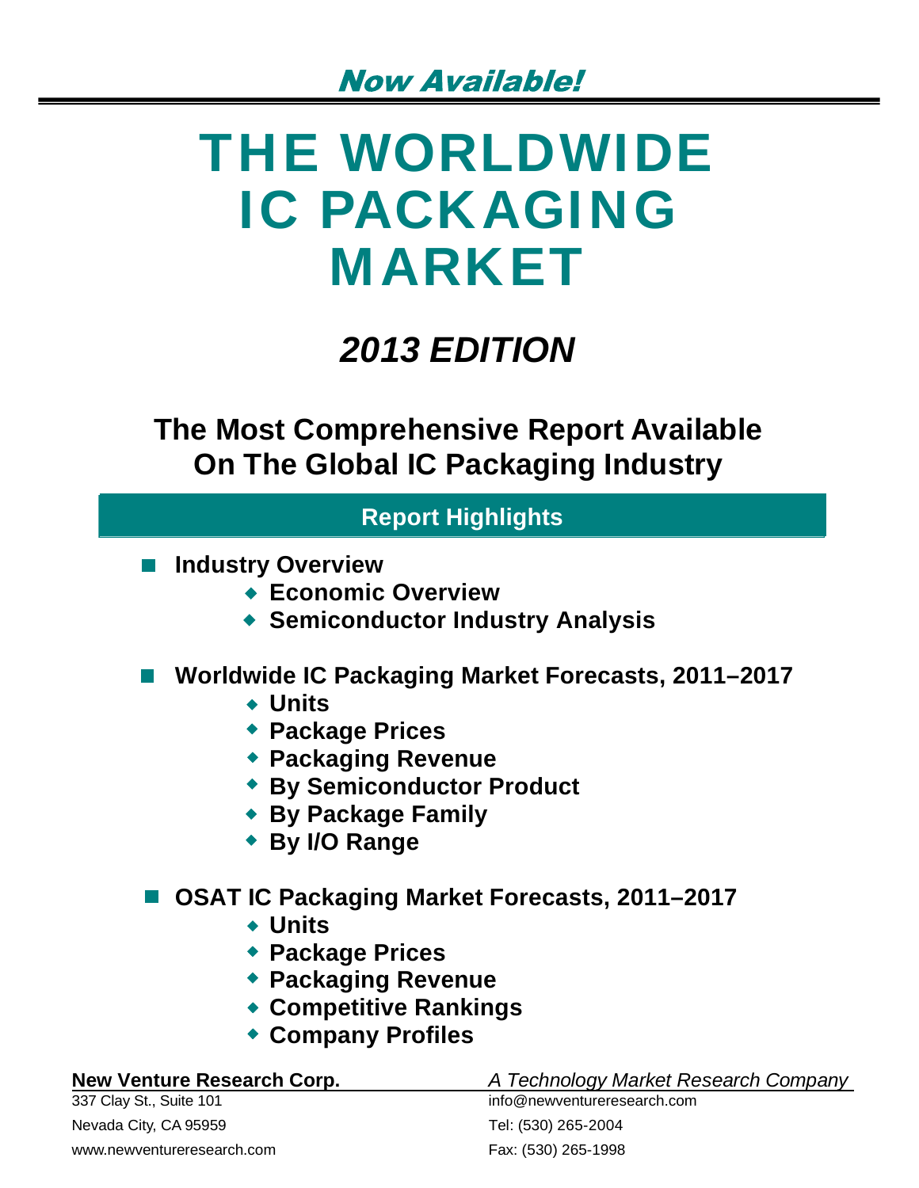*Now Available!*

# THE WORLDWIDE IC PACKAGING MARKET

## *2013 EDITION*

### The Most Comprehensive Report Available On The Global IC Packaging Industry

**Report Highlights**

- **Industry Overview**
  - **Economic Overview**
  - **Semiconductor Industry Analysis**

- **Worldwide IC Packaging Market Forecasts, 2011–2017**
  - **Units**
  - **Package Prices**
  - **Packaging Revenue**
  - **By Semiconductor Product**
  - **By Package Family**
  - **By I/O Range**

- **OSAT IC Packaging Market Forecasts, 2011–2017**
  - **Units**
  - **Package Prices**
  - **Packaging Revenue**
  - **Competitive Rankings**
  - **Company Profiles**

**New Venture Research Corp.**
337 Clay St., Suite 101
Nevada City, CA 95959
www.newventureresearch.com

*A Technology Market Research Company*
info@newventureresearch.com
Tel: (530) 265-2004
Fax: (530) 265-1998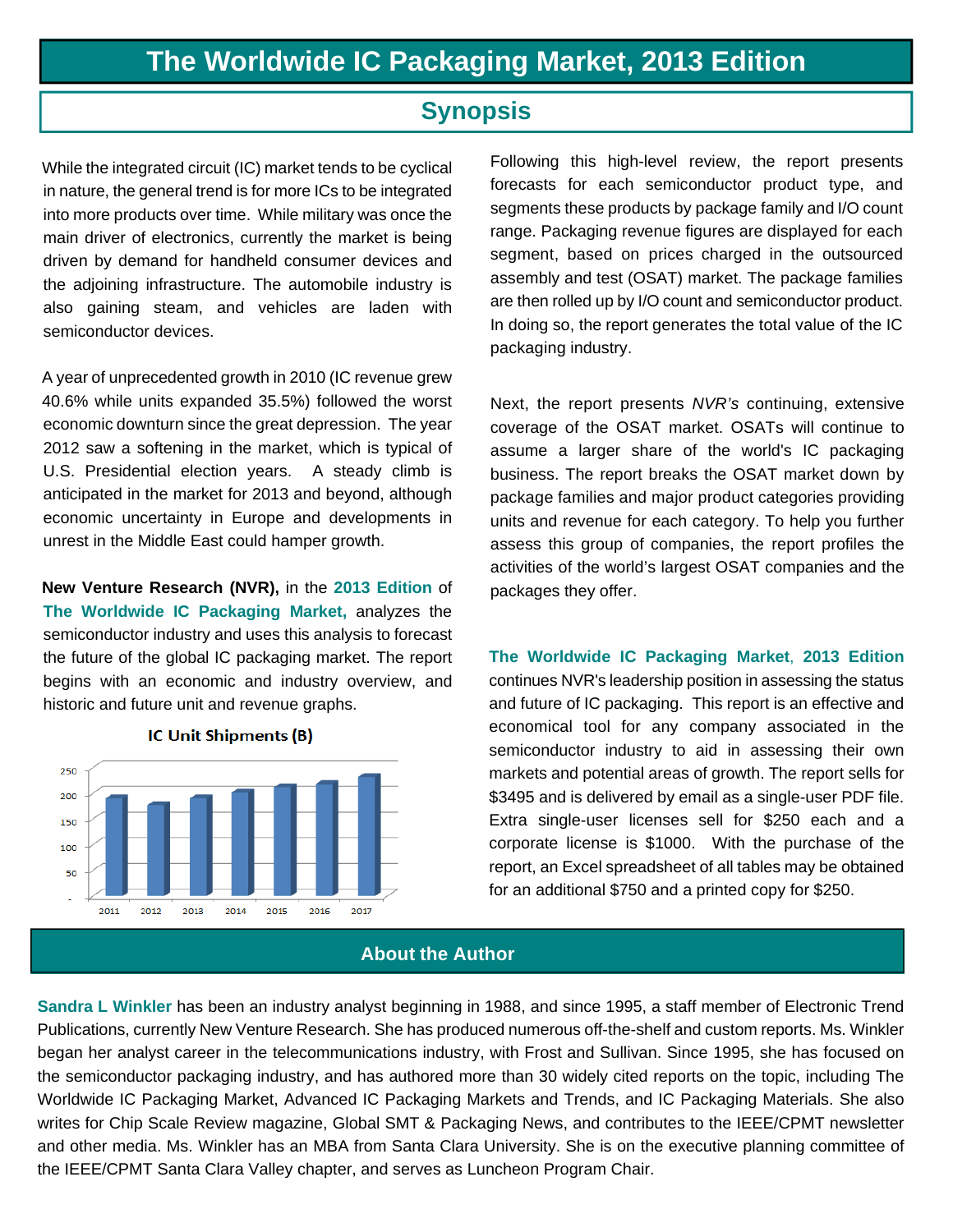# The Worldwide IC Packaging Market, 2013 Edition

## Synopsis

While the integrated circuit (IC) market tends to be cyclical in nature, the general trend is for more ICs to be integrated into more products over time. While military was once the main driver of electronics, currently the market is being driven by demand for handheld consumer devices and the adjoining infrastructure. The automobile industry is also gaining steam, and vehicles are laden with semiconductor devices.

A year of unprecedented growth in 2010 (IC revenue grew 40.6% while units expanded 35.5%) followed the worst economic downturn since the great depression. The year 2012 saw a softening in the market, which is typical of U.S. Presidential election years. A steady climb is anticipated in the market for 2013 and beyond, although economic uncertainty in Europe and developments in unrest in the Middle East could hamper growth.

**New Venture Research (NVR),** in the **2013 Edition** of **The Worldwide IC Packaging Market,** analyzes the semiconductor industry and uses this analysis to forecast the future of the global IC packaging market. The report begins with an economic and industry overview, and historic and future unit and revenue graphs.

**IC Unit Shipments (B)**

| Year | 2011 | 2012 | 2013 | 2014 | 2015 | 2016 | 2017 |
|---|---|---|---|---|---|---|---|
| Units (B) | ~190 | ~177 | ~190 | ~201 | ~211 | ~218 | ~233 |

Following this high-level review, the report presents forecasts for each semiconductor product type, and segments these products by package family and I/O count range. Packaging revenue figures are displayed for each segment, based on prices charged in the outsourced assembly and test (OSAT) market. The package families are then rolled up by I/O count and semiconductor product. In doing so, the report generates the total value of the IC packaging industry.

Next, the report presents *NVR's* continuing, extensive coverage of the OSAT market. OSATs will continue to assume a larger share of the world's IC packaging business. The report breaks the OSAT market down by package families and major product categories providing units and revenue for each category. To help you further assess this group of companies, the report profiles the activities of the world's largest OSAT companies and the packages they offer.

**The Worldwide IC Packaging Market, 2013 Edition** continues NVR's leadership position in assessing the status and future of IC packaging. This report is an effective and economical tool for any company associated in the semiconductor industry to aid in assessing their own markets and potential areas of growth. The report sells for $3495 and is delivered by email as a single-user PDF file. Extra single-user licenses sell for $250 each and a corporate license is $1000. With the purchase of the report, an Excel spreadsheet of all tables may be obtained for an additional $750 and a printed copy for $250.

## About the Author

**Sandra L Winkler** has been an industry analyst beginning in 1988, and since 1995, a staff member of Electronic Trend Publications, currently New Venture Research. She has produced numerous off-the-shelf and custom reports. Ms. Winkler began her analyst career in the telecommunications industry, with Frost and Sullivan. Since 1995, she has focused on the semiconductor packaging industry, and has authored more than 30 widely cited reports on the topic, including The Worldwide IC Packaging Market, Advanced IC Packaging Markets and Trends, and IC Packaging Materials. She also writes for Chip Scale Review magazine, Global SMT & Packaging News, and contributes to the IEEE/CPMT newsletter and other media. Ms. Winkler has an MBA from Santa Clara University. She is on the executive planning committee of the IEEE/CPMT Santa Clara Valley chapter, and serves as Luncheon Program Chair.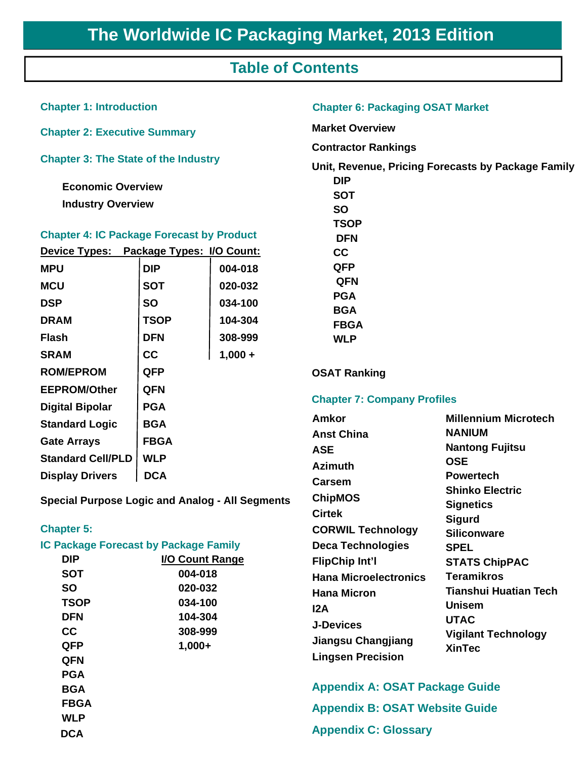# The Worldwide IC Packaging Market, 2013 Edition

## Table of Contents

### Chapter 1: Introduction

### Chapter 2: Executive Summary

### Chapter 3: The State of the Industry

**Economic Overview**

**Industry Overview**

### Chapter 4: IC Package Forecast by Product

| Device Types: | Package Types: | I/O Count: |
|---|---|---|
| MPU | DIP | 004-018 |
| MCU | SOT | 020-032 |
| DSP | SO | 034-100 |
| DRAM | TSOP | 104-304 |
| Flash | DFN | 308-999 |
| SRAM | CC | 1,000 + |
| ROM/EPROM | QFP | |
| EEPROM/Other | QFN | |
| Digital Bipolar | PGA | |
| Standard Logic | BGA | |
| Gate Arrays | FBGA | |
| Standard Cell/PLD | WLP | |
| Display Drivers | DCA | |

**Special Purpose Logic and Analog - All Segments**

### Chapter 5:
### IC Package Forecast by Package Family

| | I/O Count Range |
|---|---|
| DIP | |
| SOT | 004-018 |
| SO | 020-032 |
| TSOP | 034-100 |
| DFN | 104-304 |
| CC | 308-999 |
| QFP | 1,000+ |
| QFN | |
| PGA | |
| BGA | |
| FBGA | |
| WLP | |
| DCA | |

### Chapter 6: Packaging OSAT Market

**Market Overview**

**Contractor Rankings**

**Unit, Revenue, Pricing Forecasts by Package Family**

- DIP
- SOT
- SO
- TSOP
- DFN
- CC
- QFP
- QFN
- PGA
- BGA
- FBGA
- WLP

**OSAT Ranking**

### Chapter 7: Company Profiles

- Amkor
- Anst China
- ASE
- Azimuth
- Carsem
- ChipMOS
- Cirtek
- CORWIL Technology
- Deca Technologies
- FlipChip Int'l
- Hana Microelectronics
- Hana Micron
- I2A
- J-Devices
- Jiangsu Changjiang
- Lingsen Precision
- Millennium Microtech
- NANIUM
- Nantong Fujitsu
- OSE
- Powertech
- Shinko Electric
- Signetics
- Sigurd
- Siliconware
- SPEL
- STATS ChipPAC
- Teramikros
- Tianshui Huatian Tech
- Unisem
- UTAC
- Vigilant Technology
- XinTec

### Appendix A: OSAT Package Guide

### Appendix B: OSAT Website Guide

### Appendix C: Glossary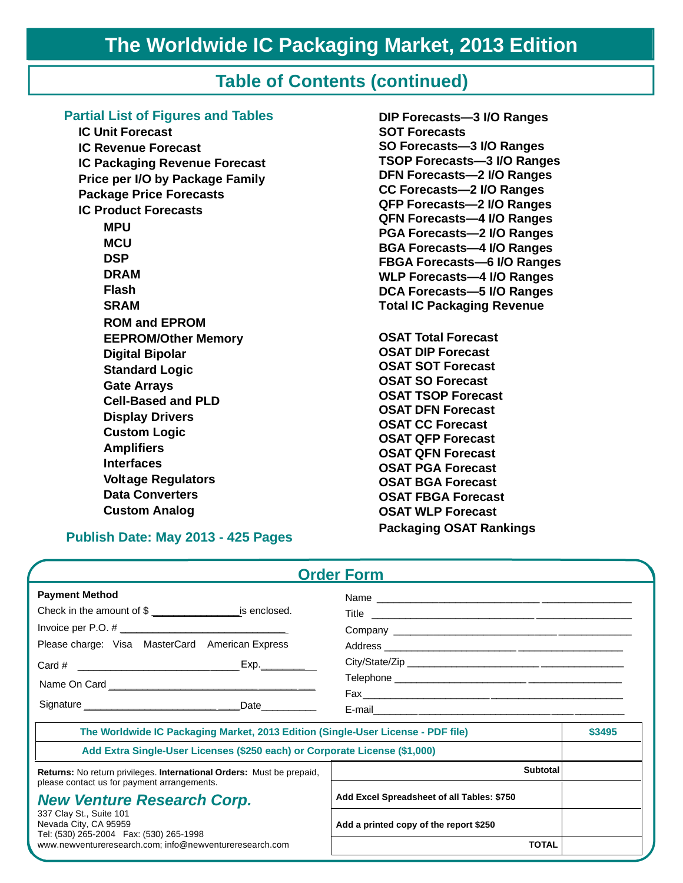# The Worldwide IC Packaging Market, 2013 Edition

## Table of Contents (continued)

### Partial List of Figures and Tables

- **IC Unit Forecast**
- **IC Revenue Forecast**
- **IC Packaging Revenue Forecast**
- **Price per I/O by Package Family**
- **Package Price Forecasts**
- **IC Product Forecasts**
  - **MPU**
  - **MCU**
  - **DSP**
  - **DRAM**
  - **Flash**
  - **SRAM**
  - **ROM and EPROM**
  - **EEPROM/Other Memory**
  - **Digital Bipolar**
  - **Standard Logic**
  - **Gate Arrays**
  - **Cell-Based and PLD**
  - **Display Drivers**
  - **Custom Logic**
  - **Amplifiers**
  - **Interfaces**
  - **Voltage Regulators**
  - **Data Converters**
  - **Custom Analog**
- **DIP Forecasts—3 I/O Ranges**
- **SOT Forecasts**
- **SO Forecasts—3 I/O Ranges**
- **TSOP Forecasts—3 I/O Ranges**
- **DFN Forecasts—2 I/O Ranges**
- **CC Forecasts—2 I/O Ranges**
- **QFP Forecasts—2 I/O Ranges**
- **QFN Forecasts—4 I/O Ranges**
- **PGA Forecasts—2 I/O Ranges**
- **BGA Forecasts—4 I/O Ranges**
- **FBGA Forecasts—6 I/O Ranges**
- **WLP Forecasts—4 I/O Ranges**
- **DCA Forecasts—5 I/O Ranges**
- **Total IC Packaging Revenue**

- **OSAT Total Forecast**
- **OSAT DIP Forecast**
- **OSAT SOT Forecast**
- **OSAT SO Forecast**
- **OSAT TSOP Forecast**
- **OSAT DFN Forecast**
- **OSAT CC Forecast**
- **OSAT QFP Forecast**
- **OSAT QFN Forecast**
- **OSAT PGA Forecast**
- **OSAT BGA Forecast**
- **OSAT FBGA Forecast**
- **OSAT WLP Forecast**
- **Packaging OSAT Rankings**

**Publish Date: May 2013 - 425 Pages**

## Order Form

**Payment Method**

Check in the amount of $ _______________ is enclosed.

Invoice per P.O. # ____________________________

Please charge: Visa MasterCard American Express

Card # ___________________________ Exp. ________

Name On Card ____________________________________

Signature ____________________________ Date __________

Name ________________________________________________

Title ________________________________________________

Company ______________________________________________

Address ______________________________________________

City/State/Zip _______________________________________

Telephone ____________________________________________

Fax __________________________________________________

E-mail _______________________________________________

| | |
|---|---|
| The Worldwide IC Packaging Market, 2013 Edition (Single-User License - PDF file) | $3495 |
| Add Extra Single-User Licenses ($250 each) or Corporate License ($1,000) | |
| Subtotal | |
| Add Excel Spreadsheet of all Tables: $750 | |
| Add a printed copy of the report $250 | |
| TOTAL | |

**Returns:** No return privileges. **International Orders:** Must be prepaid, please contact us for payment arrangements.

***New Venture Research Corp.***

337 Clay St., Suite 101
Nevada City, CA 95959
Tel: (530) 265-2004 Fax: (530) 265-1998
www.newventureresearch.com; info@newventureresearch.com